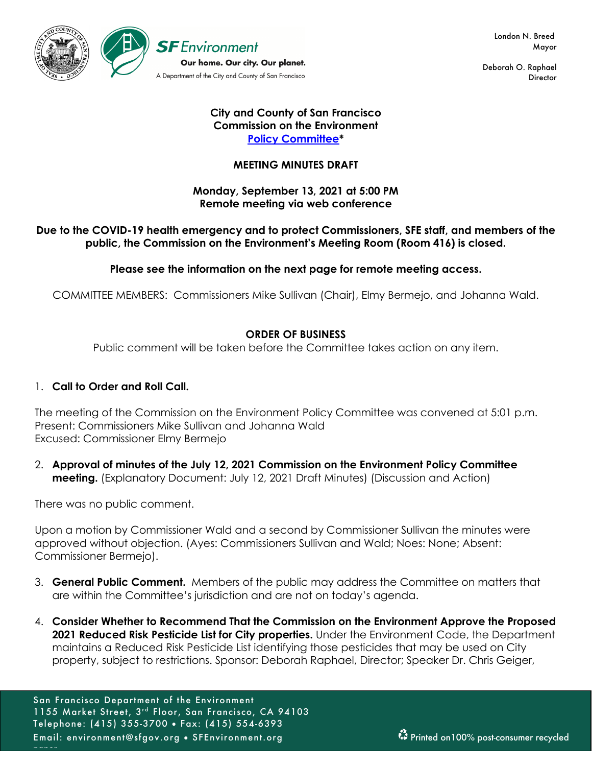SF Environment
Our home. Our city. Our planet.
A Department of the City and County of San Francisco

London N. Breed
Mayor

Deborah O. Raphael
Director

**City and County of San Francisco**
**Commission on the Environment**
**Policy Committee***

**MEETING MINUTES DRAFT**

**Monday, September 13, 2021 at 5:00 PM**
**Remote meeting via web conference**

**Due to the COVID-19 health emergency and to protect Commissioners, SFE staff, and members of the public, the Commission on the Environment's Meeting Room (Room 416) is closed.**

**Please see the information on the next page for remote meeting access.**

COMMITTEE MEMBERS: Commissioners Mike Sullivan (Chair), Elmy Bermejo, and Johanna Wald.

**ORDER OF BUSINESS**

Public comment will be taken before the Committee takes action on any item.

1. **Call to Order and Roll Call.**

The meeting of the Commission on the Environment Policy Committee was convened at 5:01 p.m.
Present: Commissioners Mike Sullivan and Johanna Wald
Excused: Commissioner Elmy Bermejo

2. **Approval of minutes of the July 12, 2021 Commission on the Environment Policy Committee meeting.** (Explanatory Document: July 12, 2021 Draft Minutes) (Discussion and Action)

There was no public comment.

Upon a motion by Commissioner Wald and a second by Commissioner Sullivan the minutes were approved without objection. (Ayes: Commissioners Sullivan and Wald; Noes: None; Absent: Commissioner Bermejo).

3. **General Public Comment.** Members of the public may address the Committee on matters that are within the Committee's jurisdiction and are not on today's agenda.

4. **Consider Whether to Recommend That the Commission on the Environment Approve the Proposed 2021 Reduced Risk Pesticide List for City properties.** Under the Environment Code, the Department maintains a Reduced Risk Pesticide List identifying those pesticides that may be used on City property, subject to restrictions. Sponsor: Deborah Raphael, Director; Speaker Dr. Chris Geiger,

San Francisco Department of the Environment
1155 Market Street, 3rd Floor, San Francisco, CA 94103
Telephone: (415) 355-3700 • Fax: (415) 554-6393
Email: environment@sfgov.org • SFEnvironment.org
Printed on 100% post-consumer recycled paper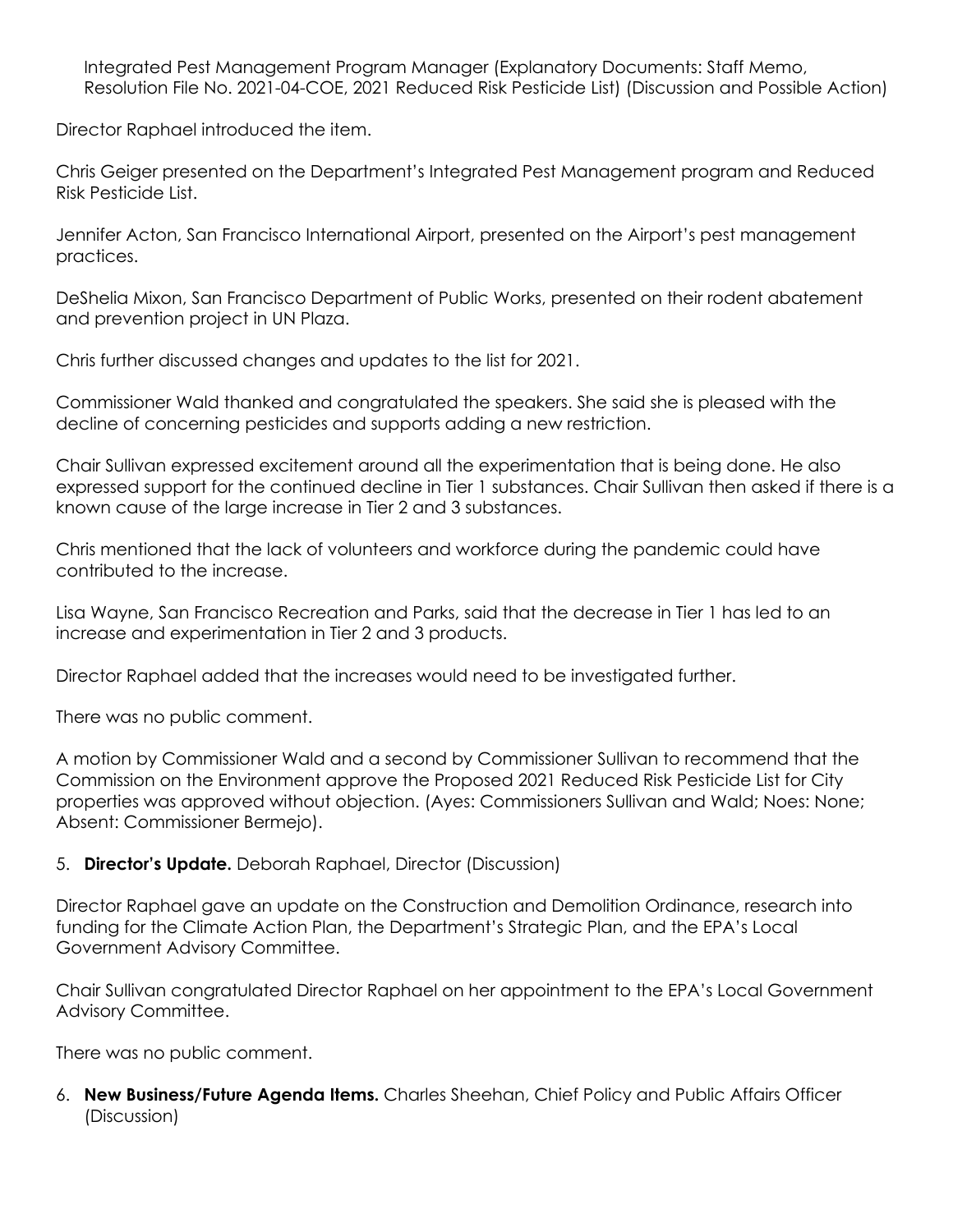Integrated Pest Management Program Manager (Explanatory Documents: Staff Memo, Resolution File No. 2021-04-COE, 2021 Reduced Risk Pesticide List) (Discussion and Possible Action)

Director Raphael introduced the item.

Chris Geiger presented on the Department's Integrated Pest Management program and Reduced Risk Pesticide List.

Jennifer Acton, San Francisco International Airport, presented on the Airport's pest management practices.

DeShelia Mixon, San Francisco Department of Public Works, presented on their rodent abatement and prevention project in UN Plaza.

Chris further discussed changes and updates to the list for 2021.

Commissioner Wald thanked and congratulated the speakers. She said she is pleased with the decline of concerning pesticides and supports adding a new restriction.

Chair Sullivan expressed excitement around all the experimentation that is being done. He also expressed support for the continued decline in Tier 1 substances. Chair Sullivan then asked if there is a known cause of the large increase in Tier 2 and 3 substances.

Chris mentioned that the lack of volunteers and workforce during the pandemic could have contributed to the increase.

Lisa Wayne, San Francisco Recreation and Parks, said that the decrease in Tier 1 has led to an increase and experimentation in Tier 2 and 3 products.

Director Raphael added that the increases would need to be investigated further.

There was no public comment.

A motion by Commissioner Wald and a second by Commissioner Sullivan to recommend that the Commission on the Environment approve the Proposed 2021 Reduced Risk Pesticide List for City properties was approved without objection. (Ayes: Commissioners Sullivan and Wald; Noes: None; Absent: Commissioner Bermejo).

5. **Director's Update.** Deborah Raphael, Director (Discussion)

Director Raphael gave an update on the Construction and Demolition Ordinance, research into funding for the Climate Action Plan, the Department's Strategic Plan, and the EPA's Local Government Advisory Committee.

Chair Sullivan congratulated Director Raphael on her appointment to the EPA's Local Government Advisory Committee.

There was no public comment.

6. **New Business/Future Agenda Items.** Charles Sheehan, Chief Policy and Public Affairs Officer (Discussion)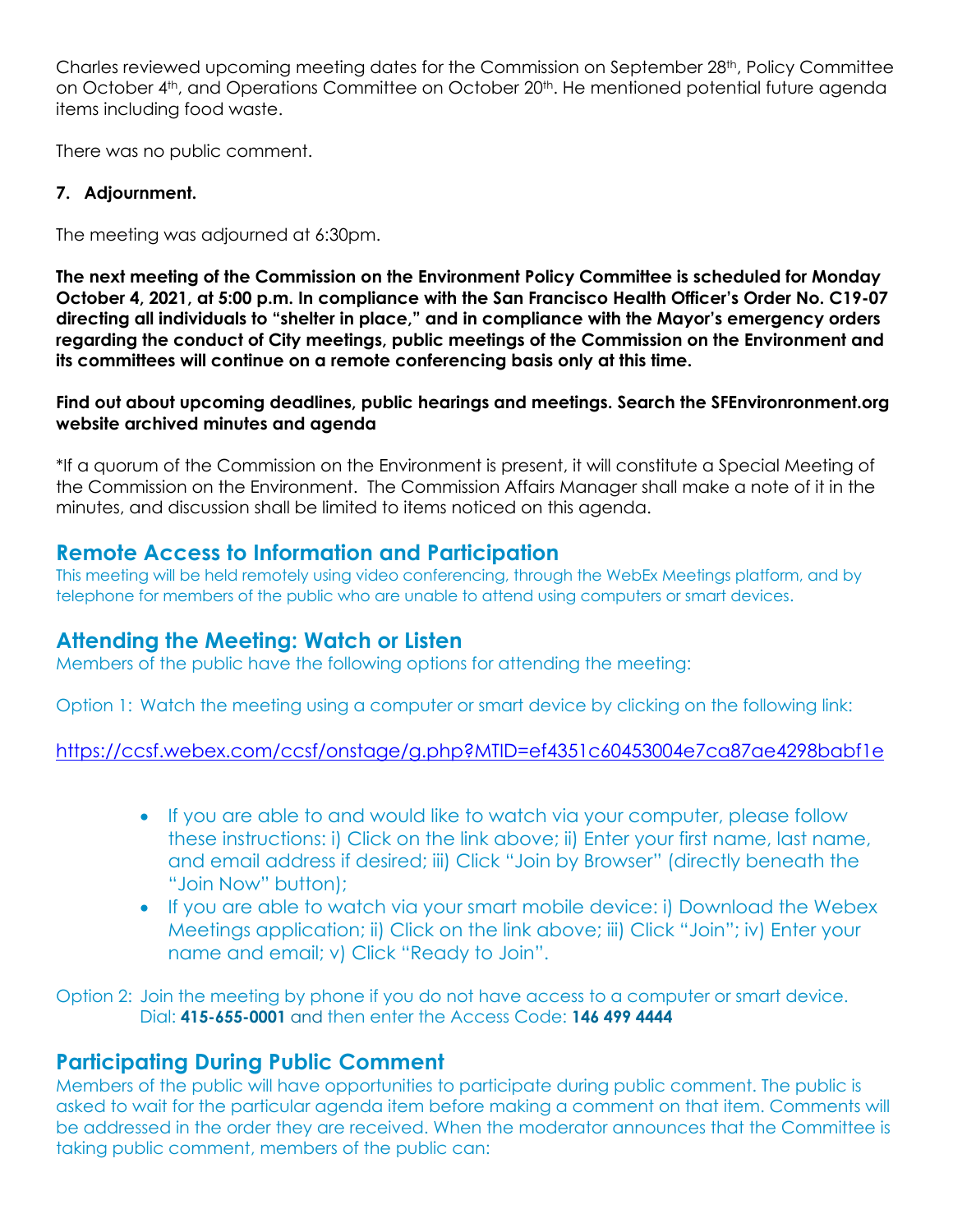Charles reviewed upcoming meeting dates for the Commission on September 28th, Policy Committee on October 4th, and Operations Committee on October 20th. He mentioned potential future agenda items including food waste.

There was no public comment.

**7. Adjournment.**

The meeting was adjourned at 6:30pm.

**The next meeting of the Commission on the Environment Policy Committee is scheduled for Monday October 4, 2021, at 5:00 p.m. In compliance with the San Francisco Health Officer's Order No. C19-07 directing all individuals to "shelter in place," and in compliance with the Mayor's emergency orders regarding the conduct of City meetings, public meetings of the Commission on the Environment and its committees will continue on a remote conferencing basis only at this time.**

**Find out about upcoming deadlines, public hearings and meetings. Search the SFEnvironronment.org website archived minutes and agenda**

*If a quorum of the Commission on the Environment is present, it will constitute a Special Meeting of the Commission on the Environment. The Commission Affairs Manager shall make a note of it in the minutes, and discussion shall be limited to items noticed on this agenda.

## Remote Access to Information and Participation

This meeting will be held remotely using video conferencing, through the WebEx Meetings platform, and by telephone for members of the public who are unable to attend using computers or smart devices.

## Attending the Meeting: Watch or Listen

Members of the public have the following options for attending the meeting:

Option 1: Watch the meeting using a computer or smart device by clicking on the following link:

https://ccsf.webex.com/ccsf/onstage/g.php?MTID=ef4351c60453004e7ca87ae4298babf1e

- If you are able to and would like to watch via your computer, please follow these instructions: i) Click on the link above; ii) Enter your first name, last name, and email address if desired; iii) Click "Join by Browser" (directly beneath the "Join Now" button);
- If you are able to watch via your smart mobile device: i) Download the Webex Meetings application; ii) Click on the link above; iii) Click "Join"; iv) Enter your name and email; v) Click "Ready to Join".

Option 2: Join the meeting by phone if you do not have access to a computer or smart device. Dial: **415-655-0001** and then enter the Access Code: **146 499 4444**

## Participating During Public Comment

Members of the public will have opportunities to participate during public comment. The public is asked to wait for the particular agenda item before making a comment on that item. Comments will be addressed in the order they are received. When the moderator announces that the Committee is taking public comment, members of the public can: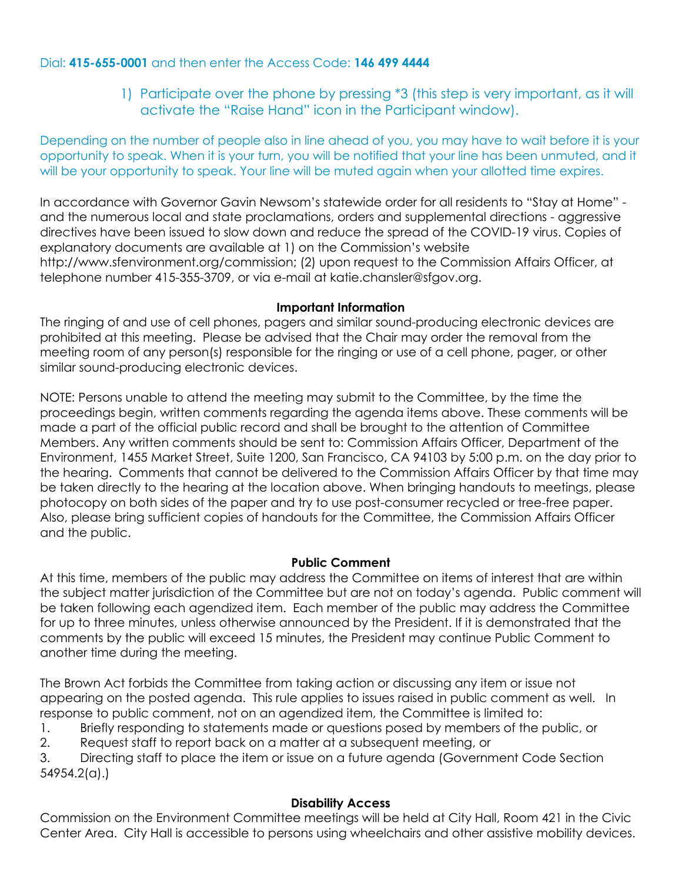Dial: **415-655-0001** and then enter the Access Code: **146 499 4444**

1) Participate over the phone by pressing *3 (this step is very important, as it will activate the "Raise Hand" icon in the Participant window).

Depending on the number of people also in line ahead of you, you may have to wait before it is your opportunity to speak. When it is your turn, you will be notified that your line has been unmuted, and it will be your opportunity to speak. Your line will be muted again when your allotted time expires.

In accordance with Governor Gavin Newsom's statewide order for all residents to "Stay at Home" - and the numerous local and state proclamations, orders and supplemental directions - aggressive directives have been issued to slow down and reduce the spread of the COVID-19 virus. Copies of explanatory documents are available at 1) on the Commission's website http://www.sfenvironment.org/commission; (2) upon request to the Commission Affairs Officer, at telephone number 415-355-3709, or via e-mail at katie.chansler@sfgov.org.

**Important Information**

The ringing of and use of cell phones, pagers and similar sound-producing electronic devices are prohibited at this meeting. Please be advised that the Chair may order the removal from the meeting room of any person(s) responsible for the ringing or use of a cell phone, pager, or other similar sound-producing electronic devices.

NOTE: Persons unable to attend the meeting may submit to the Committee, by the time the proceedings begin, written comments regarding the agenda items above. These comments will be made a part of the official public record and shall be brought to the attention of Committee Members. Any written comments should be sent to: Commission Affairs Officer, Department of the Environment, 1455 Market Street, Suite 1200, San Francisco, CA 94103 by 5:00 p.m. on the day prior to the hearing. Comments that cannot be delivered to the Commission Affairs Officer by that time may be taken directly to the hearing at the location above. When bringing handouts to meetings, please photocopy on both sides of the paper and try to use post-consumer recycled or tree-free paper. Also, please bring sufficient copies of handouts for the Committee, the Commission Affairs Officer and the public.

**Public Comment**

At this time, members of the public may address the Committee on items of interest that are within the subject matter jurisdiction of the Committee but are not on today's agenda. Public comment will be taken following each agendized item. Each member of the public may address the Committee for up to three minutes, unless otherwise announced by the President. If it is demonstrated that the comments by the public will exceed 15 minutes, the President may continue Public Comment to another time during the meeting.

The Brown Act forbids the Committee from taking action or discussing any item or issue not appearing on the posted agenda. This rule applies to issues raised in public comment as well. In response to public comment, not on an agendized item, the Committee is limited to:

1. Briefly responding to statements made or questions posed by members of the public, or
2. Request staff to report back on a matter at a subsequent meeting, or
3. Directing staff to place the item or issue on a future agenda (Government Code Section 54954.2(a).)

**Disability Access**

Commission on the Environment Committee meetings will be held at City Hall, Room 421 in the Civic Center Area. City Hall is accessible to persons using wheelchairs and other assistive mobility devices.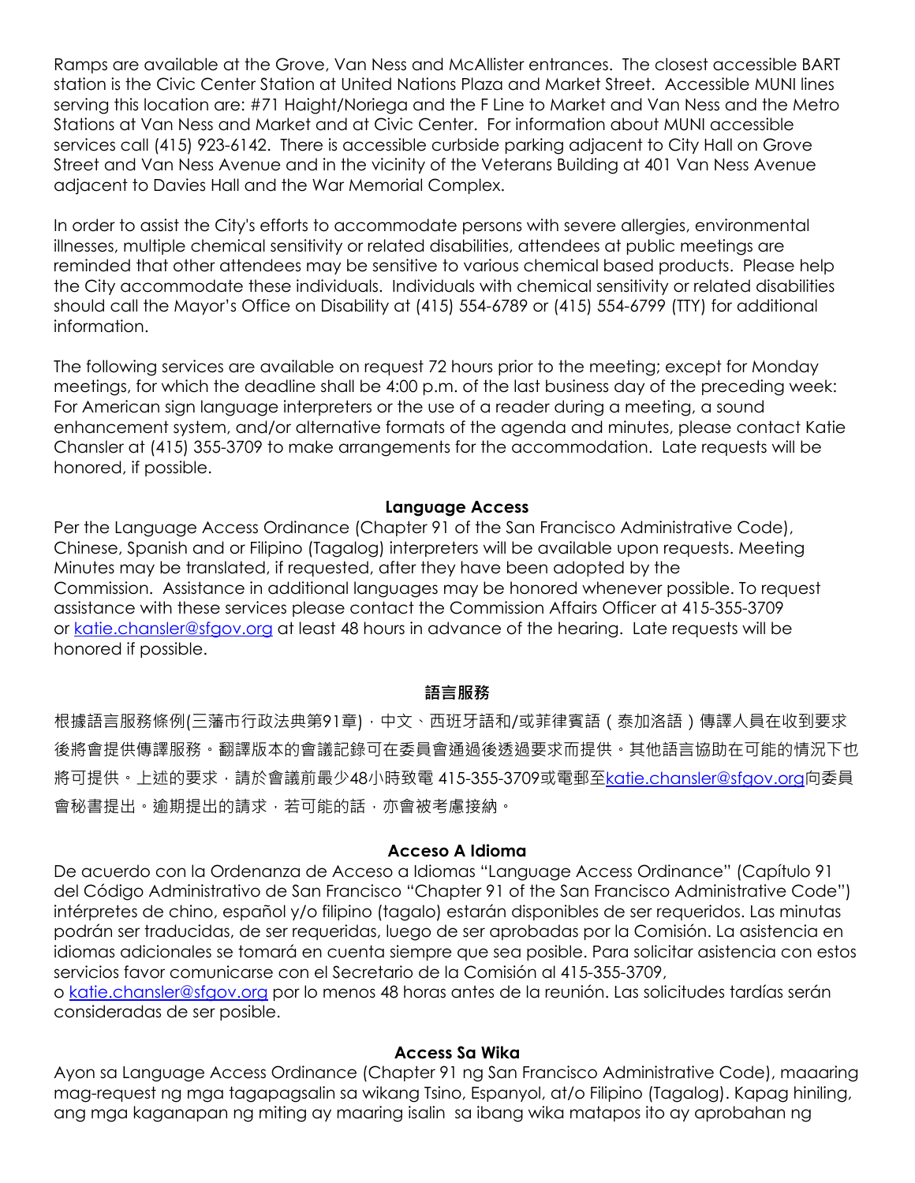Ramps are available at the Grove, Van Ness and McAllister entrances. The closest accessible BART station is the Civic Center Station at United Nations Plaza and Market Street. Accessible MUNI lines serving this location are: #71 Haight/Noriega and the F Line to Market and Van Ness and the Metro Stations at Van Ness and Market and at Civic Center. For information about MUNI accessible services call (415) 923-6142. There is accessible curbside parking adjacent to City Hall on Grove Street and Van Ness Avenue and in the vicinity of the Veterans Building at 401 Van Ness Avenue adjacent to Davies Hall and the War Memorial Complex.

In order to assist the City's efforts to accommodate persons with severe allergies, environmental illnesses, multiple chemical sensitivity or related disabilities, attendees at public meetings are reminded that other attendees may be sensitive to various chemical based products. Please help the City accommodate these individuals. Individuals with chemical sensitivity or related disabilities should call the Mayor's Office on Disability at (415) 554-6789 or (415) 554-6799 (TTY) for additional information.

The following services are available on request 72 hours prior to the meeting; except for Monday meetings, for which the deadline shall be 4:00 p.m. of the last business day of the preceding week: For American sign language interpreters or the use of a reader during a meeting, a sound enhancement system, and/or alternative formats of the agenda and minutes, please contact Katie Chansler at (415) 355-3709 to make arrangements for the accommodation. Late requests will be honored, if possible.

**Language Access**

Per the Language Access Ordinance (Chapter 91 of the San Francisco Administrative Code), Chinese, Spanish and or Filipino (Tagalog) interpreters will be available upon requests. Meeting Minutes may be translated, if requested, after they have been adopted by the Commission. Assistance in additional languages may be honored whenever possible. To request assistance with these services please contact the Commission Affairs Officer at 415-355-3709 or katie.chansler@sfgov.org at least 48 hours in advance of the hearing. Late requests will be honored if possible.

**語言服務**

根據語言服務條例(三藩市行政法典第91章)，中文、西班牙語和/或菲律賓語（泰加洛語）傳譯人員在收到要求後將會提供傳譯服務。翻譯版本的會議記錄可在委員會通過後透過要求而提供。其他語言協助在可能的情況下也將可提供。上述的要求，請於會議前最少48小時致電 415-355-3709或電郵至katie.chansler@sfgov.org向委員會秘書提出。逾期提出的請求，若可能的話，亦會被考慮接納。

**Acceso A Idioma**

De acuerdo con la Ordenanza de Acceso a Idiomas "Language Access Ordinance" (Capítulo 91 del Código Administrativo de San Francisco "Chapter 91 of the San Francisco Administrative Code") intérpretes de chino, español y/o filipino (tagalo) estarán disponibles de ser requeridos. Las minutas podrán ser traducidas, de ser requeridas, luego de ser aprobadas por la Comisión. La asistencia en idiomas adicionales se tomará en cuenta siempre que sea posible. Para solicitar asistencia con estos servicios favor comunicarse con el Secretario de la Comisión al 415-355-3709, o katie.chansler@sfgov.org por lo menos 48 horas antes de la reunión. Las solicitudes tardías serán consideradas de ser posible.

**Access Sa Wika**

Ayon sa Language Access Ordinance (Chapter 91 ng San Francisco Administrative Code), maaaring mag-request ng mga tagapagsalin sa wikang Tsino, Espanyol, at/o Filipino (Tagalog). Kapag hiniling, ang mga kaganapan ng miting ay maaring isalin sa ibang wika matapos ito ay aprobahan ng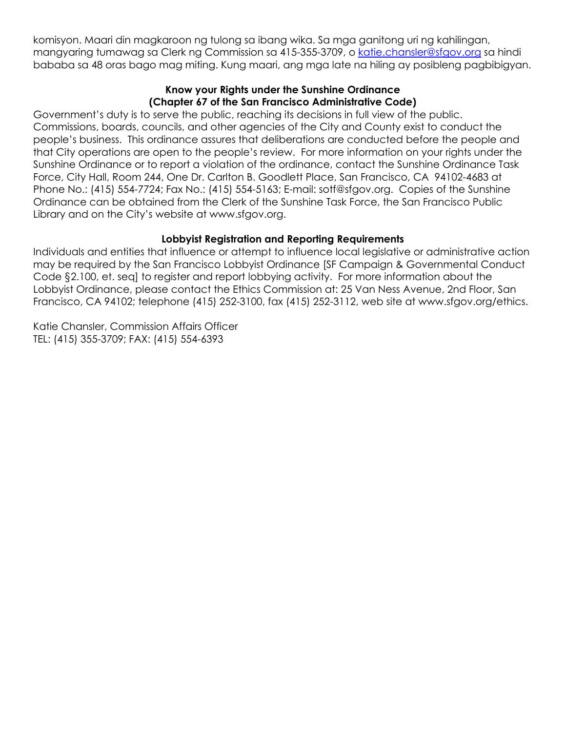komisyon. Maari din magkaroon ng tulong sa ibang wika. Sa mga ganitong uri ng kahilingan, mangyaring tumawag sa Clerk ng Commission sa 415-355-3709, o [katie.chansler@sfgov.org](mailto:katie.chansler@sfgov.org) sa hindi bababa sa 48 oras bago mag miting. Kung maari, ang mga late na hiling ay posibleng pagbibigyan.

**Know your Rights under the Sunshine Ordinance**
**(Chapter 67 of the San Francisco Administrative Code)**

Government's duty is to serve the public, reaching its decisions in full view of the public. Commissions, boards, councils, and other agencies of the City and County exist to conduct the people's business. This ordinance assures that deliberations are conducted before the people and that City operations are open to the people's review. For more information on your rights under the Sunshine Ordinance or to report a violation of the ordinance, contact the Sunshine Ordinance Task Force, City Hall, Room 244, One Dr. Carlton B. Goodlett Place, San Francisco, CA 94102-4683 at Phone No.: (415) 554-7724; Fax No.: (415) 554-5163; E-mail: sotf@sfgov.org. Copies of the Sunshine Ordinance can be obtained from the Clerk of the Sunshine Task Force, the San Francisco Public Library and on the City's website at www.sfgov.org.

**Lobbyist Registration and Reporting Requirements**

Individuals and entities that influence or attempt to influence local legislative or administrative action may be required by the San Francisco Lobbyist Ordinance [SF Campaign & Governmental Conduct Code §2.100, et. seq] to register and report lobbying activity. For more information about the Lobbyist Ordinance, please contact the Ethics Commission at: 25 Van Ness Avenue, 2nd Floor, San Francisco, CA 94102; telephone (415) 252-3100, fax (415) 252-3112, web site at www.sfgov.org/ethics.

Katie Chansler, Commission Affairs Officer
TEL: (415) 355-3709; FAX: (415) 554-6393